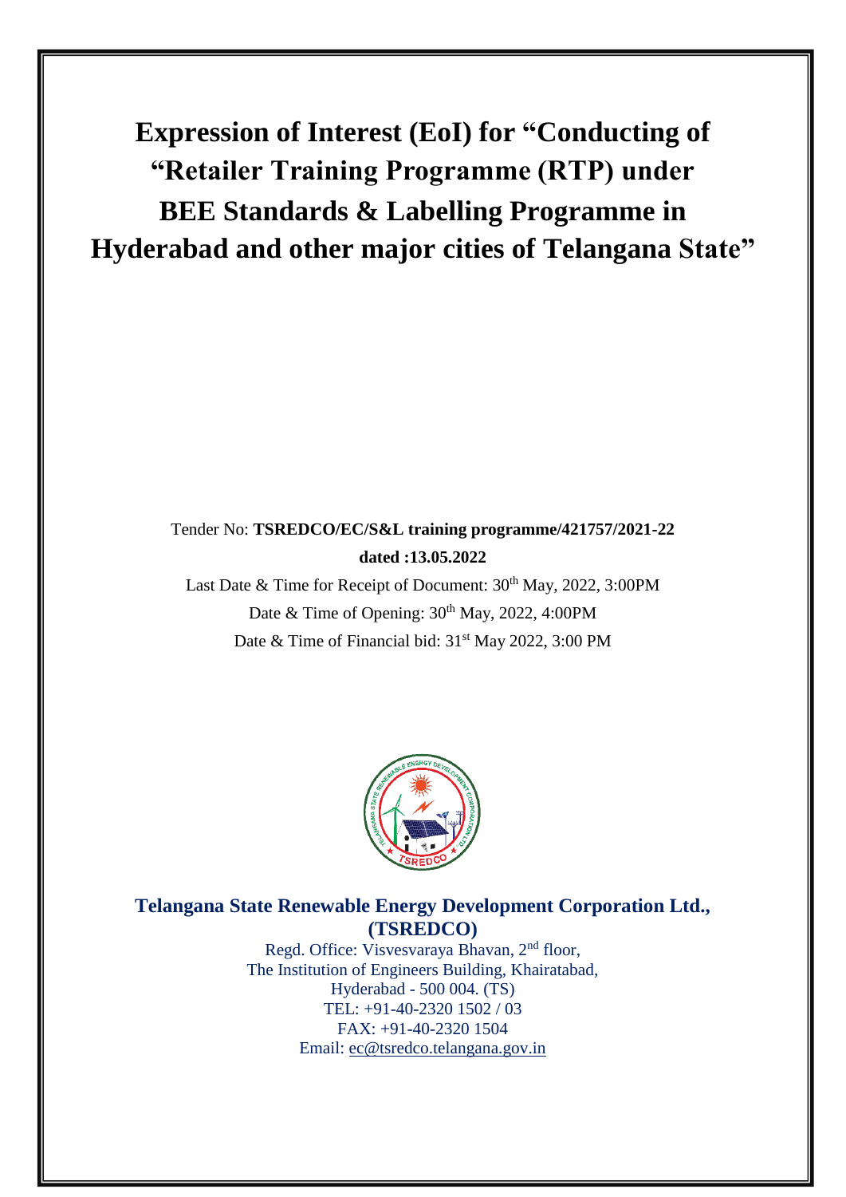# Expression of Interest (EoI) for "Conducting of "Retailer Training Programme (RTP) under BEE Standards & Labelling Programme in Hyderabad and other major cities of Telangana State"

Tender No: **TSREDCO/EC/S&L training programme/421757/2021-22 dated :13.05.2022**

Last Date & Time for Receipt of Document: 30th May, 2022, 3:00PM

Date & Time of Opening: 30th May, 2022, 4:00PM

Date & Time of Financial bid: 31st May 2022, 3:00 PM

**Telangana State Renewable Energy Development Corporation Ltd., (TSREDCO)**

Regd. Office: Visvesvaraya Bhavan, 2nd floor,
The Institution of Engineers Building, Khairatabad,
Hyderabad - 500 004. (TS)
TEL: +91-40-2320 1502 / 03
FAX: +91-40-2320 1504
Email: ec@tsredco.telangana.gov.in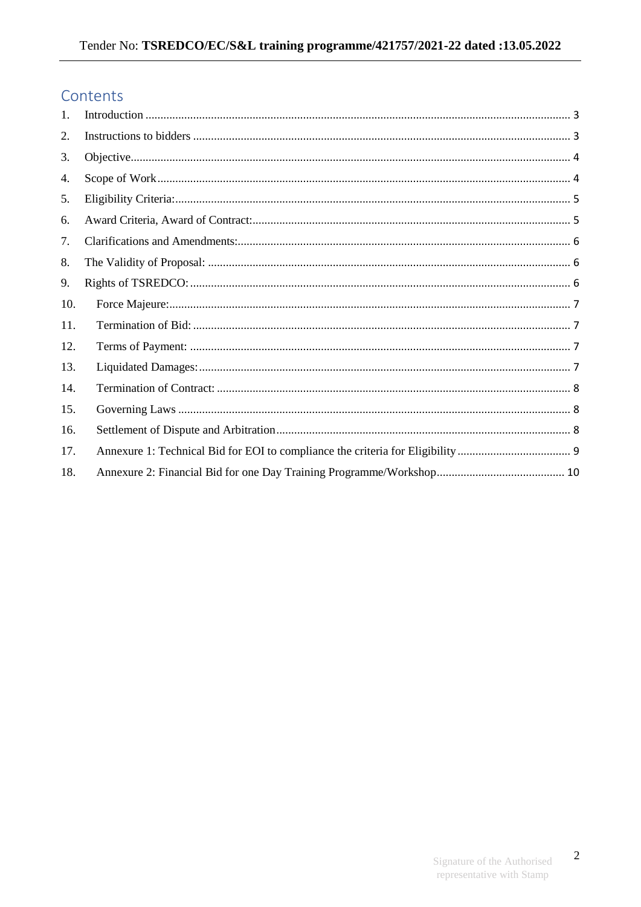# Contents

1. Introduction ........................................................................................................................................ 3
2. Instructions to bidders ........................................................................................................................ 3
3. Objective............................................................................................................................................ 4
4. Scope of Work..................................................................................................................................... 4
5. Eligibility Criteria:............................................................................................................................... 5
6. Award Criteria, Award of Contract:..................................................................................................... 5
7. Clarifications and Amendments:......................................................................................................... 6
8. The Validity of Proposal: .................................................................................................................... 6
9. Rights of TSREDCO:........................................................................................................................... 6
10. Force Majeure:................................................................................................................................ 7
11. Termination of Bid: ......................................................................................................................... 7
12. Terms of Payment: .......................................................................................................................... 7
13. Liquidated Damages:....................................................................................................................... 7
14. Termination of Contract: ................................................................................................................. 8
15. Governing Laws .............................................................................................................................. 8
16. Settlement of Dispute and Arbitration............................................................................................. 8
17. Annexure 1: Technical Bid for EOI to compliance the criteria for Eligibility ................................... 9
18. Annexure 2: Financial Bid for one Day Training Programme/Workshop........................................ 10

Signature of the Authorised representative with Stamp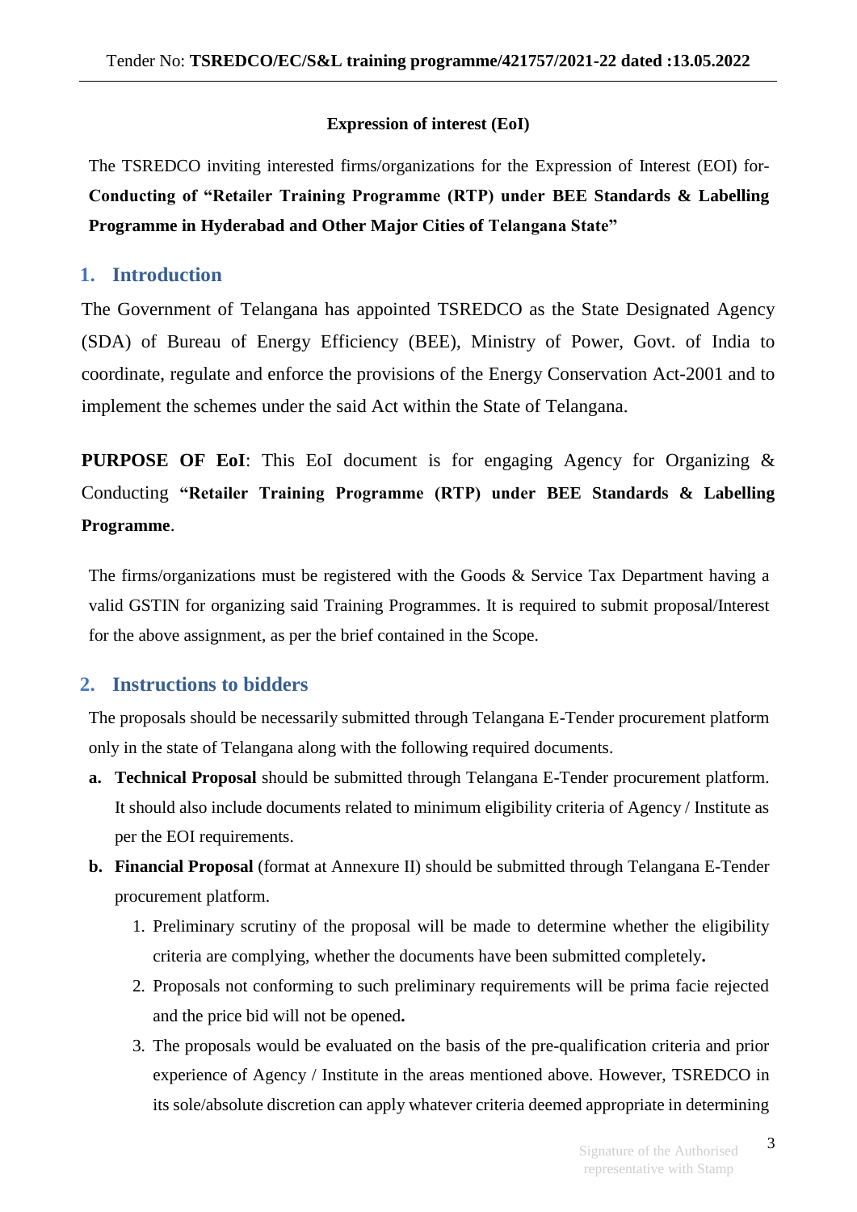**Expression of interest (EoI)**

The TSREDCO inviting interested firms/organizations for the Expression of Interest (EOI) for- **Conducting of "Retailer Training Programme (RTP) under BEE Standards & Labelling Programme in Hyderabad and Other Major Cities of Telangana State"**

## 1. Introduction

The Government of Telangana has appointed TSREDCO as the State Designated Agency (SDA) of Bureau of Energy Efficiency (BEE), Ministry of Power, Govt. of India to coordinate, regulate and enforce the provisions of the Energy Conservation Act-2001 and to implement the schemes under the said Act within the State of Telangana.

**PURPOSE OF EoI**: This EoI document is for engaging Agency for Organizing & Conducting **"Retailer Training Programme (RTP) under BEE Standards & Labelling Programme**.

The firms/organizations must be registered with the Goods & Service Tax Department having a valid GSTIN for organizing said Training Programmes. It is required to submit proposal/Interest for the above assignment, as per the brief contained in the Scope.

## 2. Instructions to bidders

The proposals should be necessarily submitted through Telangana E-Tender procurement platform only in the state of Telangana along with the following required documents.

a. **Technical Proposal** should be submitted through Telangana E-Tender procurement platform. It should also include documents related to minimum eligibility criteria of Agency / Institute as per the EOI requirements.

b. **Financial Proposal** (format at Annexure II) should be submitted through Telangana E-Tender procurement platform.

   1. Preliminary scrutiny of the proposal will be made to determine whether the eligibility criteria are complying, whether the documents have been submitted completely**.**
   2. Proposals not conforming to such preliminary requirements will be prima facie rejected and the price bid will not be opened**.**
   3. The proposals would be evaluated on the basis of the pre-qualification criteria and prior experience of Agency / Institute in the areas mentioned above. However, TSREDCO in its sole/absolute discretion can apply whatever criteria deemed appropriate in determining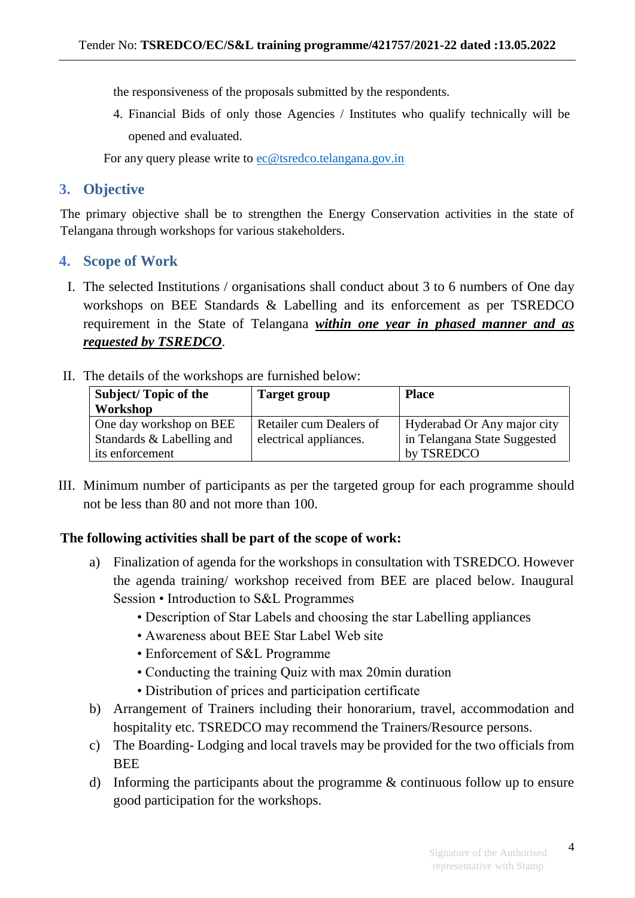the responsiveness of the proposals submitted by the respondents.

4. Financial Bids of only those Agencies / Institutes who qualify technically will be opened and evaluated.

For any query please write to ec@tsredco.telangana.gov.in

## 3. Objective

The primary objective shall be to strengthen the Energy Conservation activities in the state of Telangana through workshops for various stakeholders.

## 4. Scope of Work

I. The selected Institutions / organisations shall conduct about 3 to 6 numbers of One day workshops on BEE Standards & Labelling and its enforcement as per TSREDCO requirement in the State of Telangana ***within one year in phased manner and as requested by TSREDCO***.

II. The details of the workshops are furnished below:

| Subject/ Topic of the Workshop | Target group | Place |
|---|---|---|
| One day workshop on BEE Standards & Labelling and its enforcement | Retailer cum Dealers of electrical appliances. | Hyderabad Or Any major city in Telangana State Suggested by TSREDCO |

III. Minimum number of participants as per the targeted group for each programme should not be less than 80 and not more than 100.

**The following activities shall be part of the scope of work:**

a) Finalization of agenda for the workshops in consultation with TSREDCO. However the agenda training/ workshop received from BEE are placed below. Inaugural Session • Introduction to S&L Programmes
   - Description of Star Labels and choosing the star Labelling appliances
   - Awareness about BEE Star Label Web site
   - Enforcement of S&L Programme
   - Conducting the training Quiz with max 20min duration
   - Distribution of prices and participation certificate

b) Arrangement of Trainers including their honorarium, travel, accommodation and hospitality etc. TSREDCO may recommend the Trainers/Resource persons.

c) The Boarding- Lodging and local travels may be provided for the two officials from BEE

d) Informing the participants about the programme & continuous follow up to ensure good participation for the workshops.

Signature of the Authorised representative with Stamp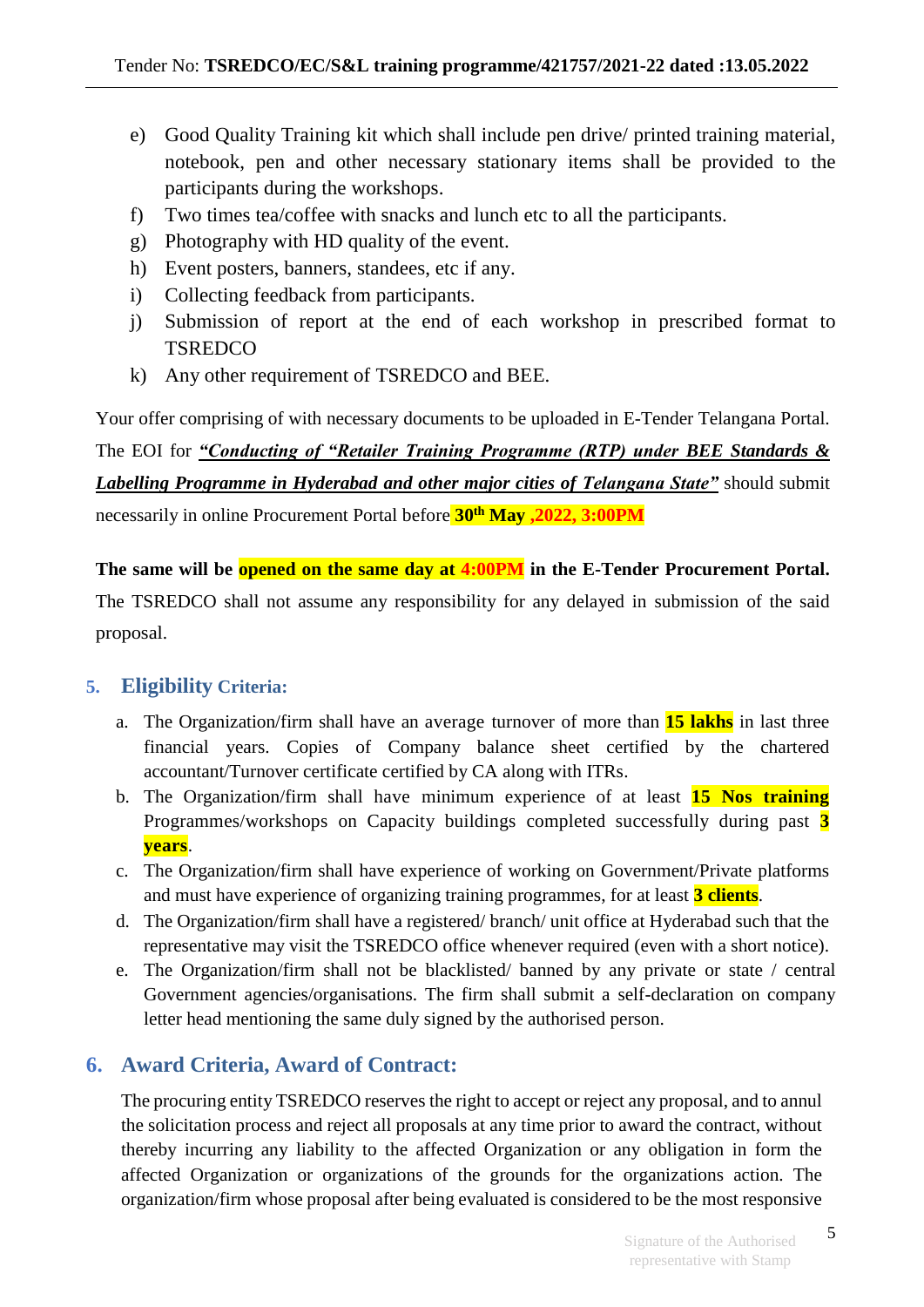e) Good Quality Training kit which shall include pen drive/ printed training material, notebook, pen and other necessary stationary items shall be provided to the participants during the workshops.
f) Two times tea/coffee with snacks and lunch etc to all the participants.
g) Photography with HD quality of the event.
h) Event posters, banners, standees, etc if any.
i) Collecting feedback from participants.
j) Submission of report at the end of each workshop in prescribed format to TSREDCO
k) Any other requirement of TSREDCO and BEE.

Your offer comprising of with necessary documents to be uploaded in E-Tender Telangana Portal. The EOI for ***"Conducting of "Retailer Training Programme (RTP) under BEE Standards & Labelling Programme in Hyderabad and other major cities of Telangana State"*** should submit necessarily in online Procurement Portal before **30th May ,2022, 3:00PM**

**The same will be opened on the same day at 4:00PM in the E-Tender Procurement Portal.** The TSREDCO shall not assume any responsibility for any delayed in submission of the said proposal.

## 5. Eligibility Criteria:

a. The Organization/firm shall have an average turnover of more than **15 lakhs** in last three financial years. Copies of Company balance sheet certified by the chartered accountant/Turnover certificate certified by CA along with ITRs.
b. The Organization/firm shall have minimum experience of at least **15 Nos training** Programmes/workshops on Capacity buildings completed successfully during past **3 years**.
c. The Organization/firm shall have experience of working on Government/Private platforms and must have experience of organizing training programmes, for at least **3 clients**.
d. The Organization/firm shall have a registered/ branch/ unit office at Hyderabad such that the representative may visit the TSREDCO office whenever required (even with a short notice).
e. The Organization/firm shall not be blacklisted/ banned by any private or state / central Government agencies/organisations. The firm shall submit a self-declaration on company letter head mentioning the same duly signed by the authorised person.

## 6. Award Criteria, Award of Contract:

The procuring entity TSREDCO reserves the right to accept or reject any proposal, and to annul the solicitation process and reject all proposals at any time prior to award the contract, without thereby incurring any liability to the affected Organization or any obligation in form the affected Organization or organizations of the grounds for the organizations action. The organization/firm whose proposal after being evaluated is considered to be the most responsive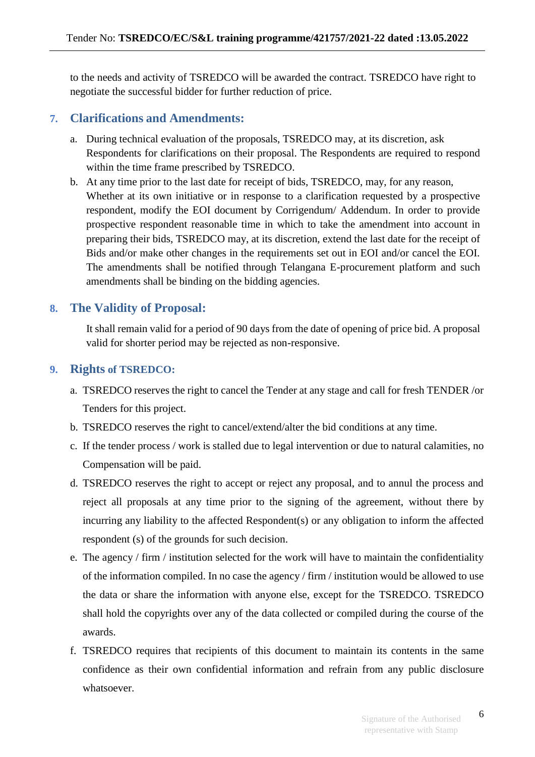to the needs and activity of TSREDCO will be awarded the contract. TSREDCO have right to negotiate the successful bidder for further reduction of price.

## 7. Clarifications and Amendments:

a. During technical evaluation of the proposals, TSREDCO may, at its discretion, ask Respondents for clarifications on their proposal. The Respondents are required to respond within the time frame prescribed by TSREDCO.

b. At any time prior to the last date for receipt of bids, TSREDCO, may, for any reason, Whether at its own initiative or in response to a clarification requested by a prospective respondent, modify the EOI document by Corrigendum/ Addendum. In order to provide prospective respondent reasonable time in which to take the amendment into account in preparing their bids, TSREDCO may, at its discretion, extend the last date for the receipt of Bids and/or make other changes in the requirements set out in EOI and/or cancel the EOI. The amendments shall be notified through Telangana E-procurement platform and such amendments shall be binding on the bidding agencies.

## 8. The Validity of Proposal:

It shall remain valid for a period of 90 days from the date of opening of price bid. A proposal valid for shorter period may be rejected as non-responsive.

## 9. Rights of TSREDCO:

a. TSREDCO reserves the right to cancel the Tender at any stage and call for fresh TENDER /or Tenders for this project.

b. TSREDCO reserves the right to cancel/extend/alter the bid conditions at any time.

c. If the tender process / work is stalled due to legal intervention or due to natural calamities, no Compensation will be paid.

d. TSREDCO reserves the right to accept or reject any proposal, and to annul the process and reject all proposals at any time prior to the signing of the agreement, without there by incurring any liability to the affected Respondent(s) or any obligation to inform the affected respondent (s) of the grounds for such decision.

e. The agency / firm / institution selected for the work will have to maintain the confidentiality of the information compiled. In no case the agency / firm / institution would be allowed to use the data or share the information with anyone else, except for the TSREDCO. TSREDCO shall hold the copyrights over any of the data collected or compiled during the course of the awards.

f. TSREDCO requires that recipients of this document to maintain its contents in the same confidence as their own confidential information and refrain from any public disclosure whatsoever.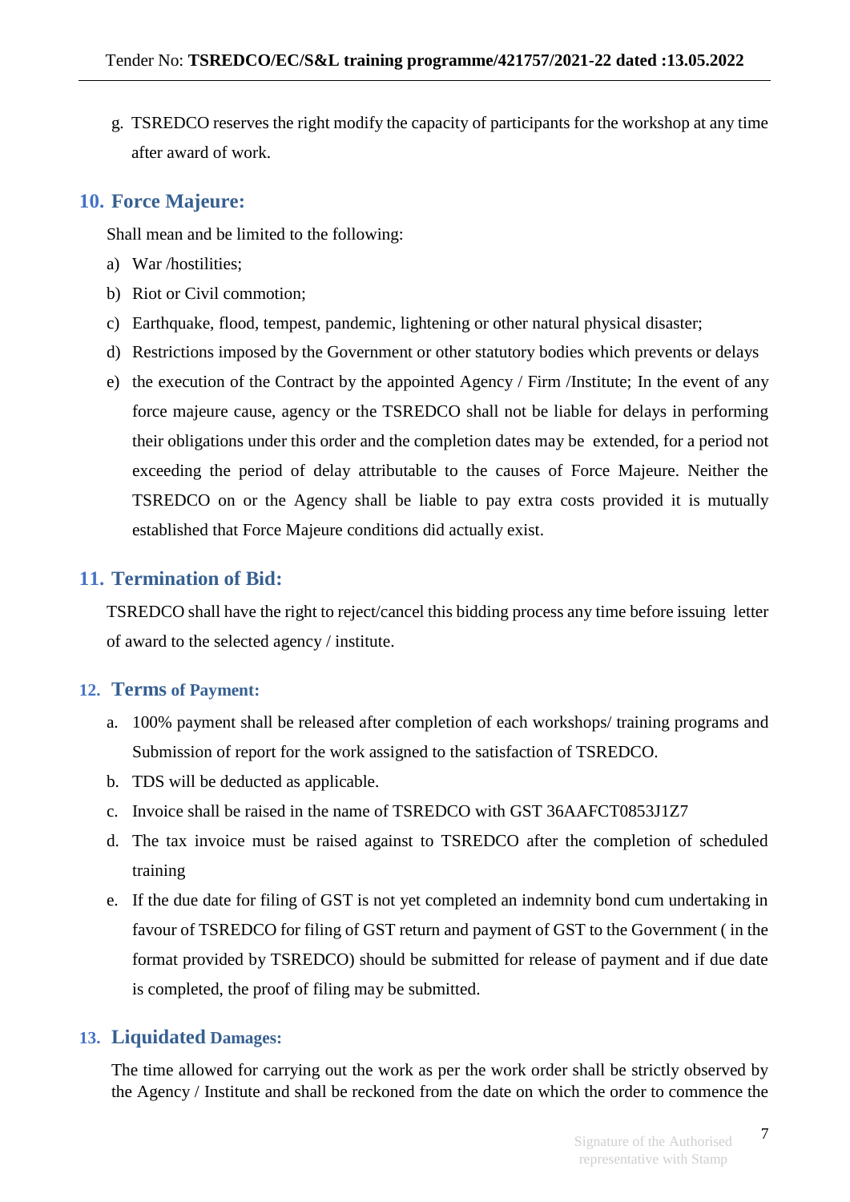g. TSREDCO reserves the right modify the capacity of participants for the workshop at any time after award of work.

## 10. Force Majeure:

Shall mean and be limited to the following:

a) War /hostilities;
b) Riot or Civil commotion;
c) Earthquake, flood, tempest, pandemic, lightening or other natural physical disaster;
d) Restrictions imposed by the Government or other statutory bodies which prevents or delays
e) the execution of the Contract by the appointed Agency / Firm /Institute; In the event of any force majeure cause, agency or the TSREDCO shall not be liable for delays in performing their obligations under this order and the completion dates may be extended, for a period not exceeding the period of delay attributable to the causes of Force Majeure. Neither the TSREDCO on or the Agency shall be liable to pay extra costs provided it is mutually established that Force Majeure conditions did actually exist.

## 11. Termination of Bid:

TSREDCO shall have the right to reject/cancel this bidding process any time before issuing letter of award to the selected agency / institute.

## 12. Terms of Payment:

a. 100% payment shall be released after completion of each workshops/ training programs and Submission of report for the work assigned to the satisfaction of TSREDCO.
b. TDS will be deducted as applicable.
c. Invoice shall be raised in the name of TSREDCO with GST 36AAFCT0853J1Z7
d. The tax invoice must be raised against to TSREDCO after the completion of scheduled training
e. If the due date for filing of GST is not yet completed an indemnity bond cum undertaking in favour of TSREDCO for filing of GST return and payment of GST to the Government ( in the format provided by TSREDCO) should be submitted for release of payment and if due date is completed, the proof of filing may be submitted.

## 13. Liquidated Damages:

The time allowed for carrying out the work as per the work order shall be strictly observed by the Agency / Institute and shall be reckoned from the date on which the order to commence the

Signature of the Authorised representative with Stamp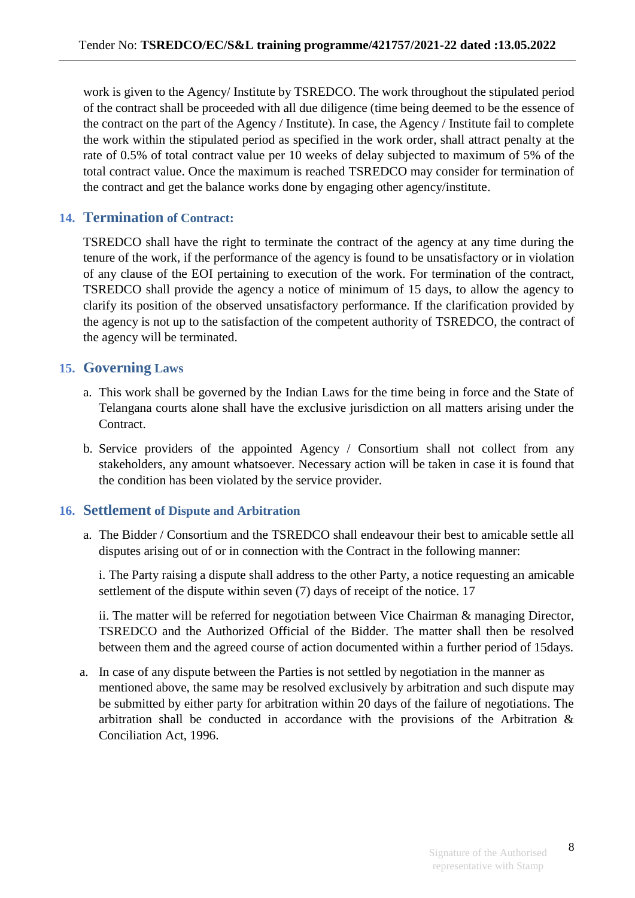work is given to the Agency/ Institute by TSREDCO. The work throughout the stipulated period of the contract shall be proceeded with all due diligence (time being deemed to be the essence of the contract on the part of the Agency / Institute). In case, the Agency / Institute fail to complete the work within the stipulated period as specified in the work order, shall attract penalty at the rate of 0.5% of total contract value per 10 weeks of delay subjected to maximum of 5% of the total contract value. Once the maximum is reached TSREDCO may consider for termination of the contract and get the balance works done by engaging other agency/institute.

## 14. Termination of Contract:

TSREDCO shall have the right to terminate the contract of the agency at any time during the tenure of the work, if the performance of the agency is found to be unsatisfactory or in violation of any clause of the EOI pertaining to execution of the work. For termination of the contract, TSREDCO shall provide the agency a notice of minimum of 15 days, to allow the agency to clarify its position of the observed unsatisfactory performance. If the clarification provided by the agency is not up to the satisfaction of the competent authority of TSREDCO, the contract of the agency will be terminated.

## 15. Governing Laws

a. This work shall be governed by the Indian Laws for the time being in force and the State of Telangana courts alone shall have the exclusive jurisdiction on all matters arising under the Contract.

b. Service providers of the appointed Agency / Consortium shall not collect from any stakeholders, any amount whatsoever. Necessary action will be taken in case it is found that the condition has been violated by the service provider.

## 16. Settlement of Dispute and Arbitration

a. The Bidder / Consortium and the TSREDCO shall endeavour their best to amicable settle all disputes arising out of or in connection with the Contract in the following manner:

   i. The Party raising a dispute shall address to the other Party, a notice requesting an amicable settlement of the dispute within seven (7) days of receipt of the notice. 17

   ii. The matter will be referred for negotiation between Vice Chairman & managing Director, TSREDCO and the Authorized Official of the Bidder. The matter shall then be resolved between them and the agreed course of action documented within a further period of 15days.

a. In case of any dispute between the Parties is not settled by negotiation in the manner as mentioned above, the same may be resolved exclusively by arbitration and such dispute may be submitted by either party for arbitration within 20 days of the failure of negotiations. The arbitration shall be conducted in accordance with the provisions of the Arbitration & Conciliation Act, 1996.

Signature of the Authorised representative with Stamp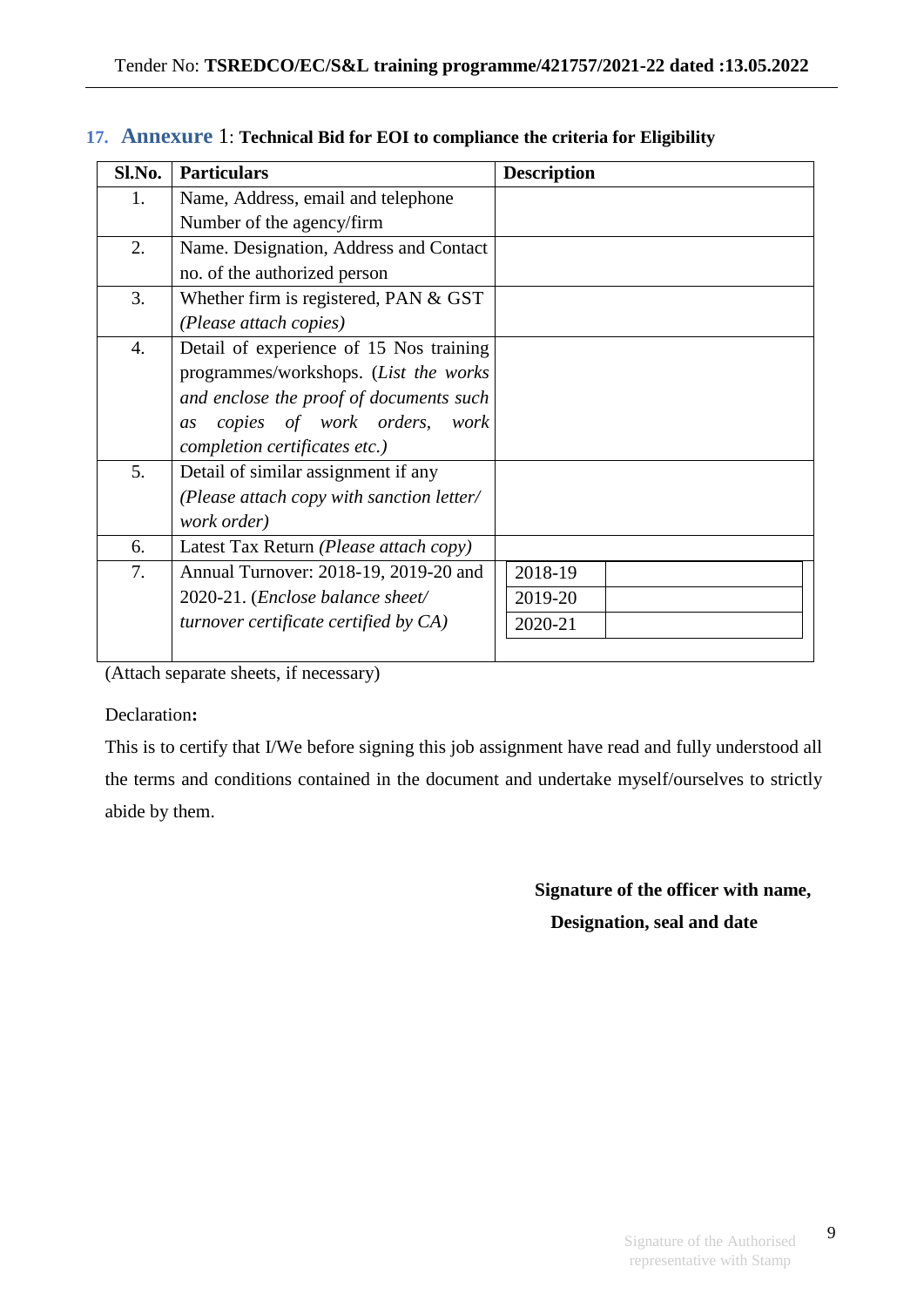## 17. Annexure 1: **Technical Bid for EOI to compliance the criteria for Eligibility**

| Sl.No. | Particulars | Description |
|---|---|---|
| 1. | Name, Address, email and telephone Number of the agency/firm | |
| 2. | Name. Designation, Address and Contact no. of the authorized person | |
| 3. | Whether firm is registered, PAN & GST *(Please attach copies)* | |
| 4. | Detail of experience of 15 Nos training programmes/workshops. (*List the works and enclose the proof of documents such as copies of work orders, work completion certificates etc.)* | |
| 5. | Detail of similar assignment if any *(Please attach copy with sanction letter/ work order)* | |
| 6. | Latest Tax Return *(Please attach copy)* | |
| 7. | Annual Turnover: 2018-19, 2019-20 and 2020-21. (*Enclose balance sheet/ turnover certificate certified by CA)* | 2018-19: <br> 2019-20: <br> 2020-21: |

(Attach separate sheets, if necessary)

Declaration**:**

This is to certify that I/We before signing this job assignment have read and fully understood all the terms and conditions contained in the document and undertake myself/ourselves to strictly abide by them.

**Signature of the officer with name,**
**Designation, seal and date**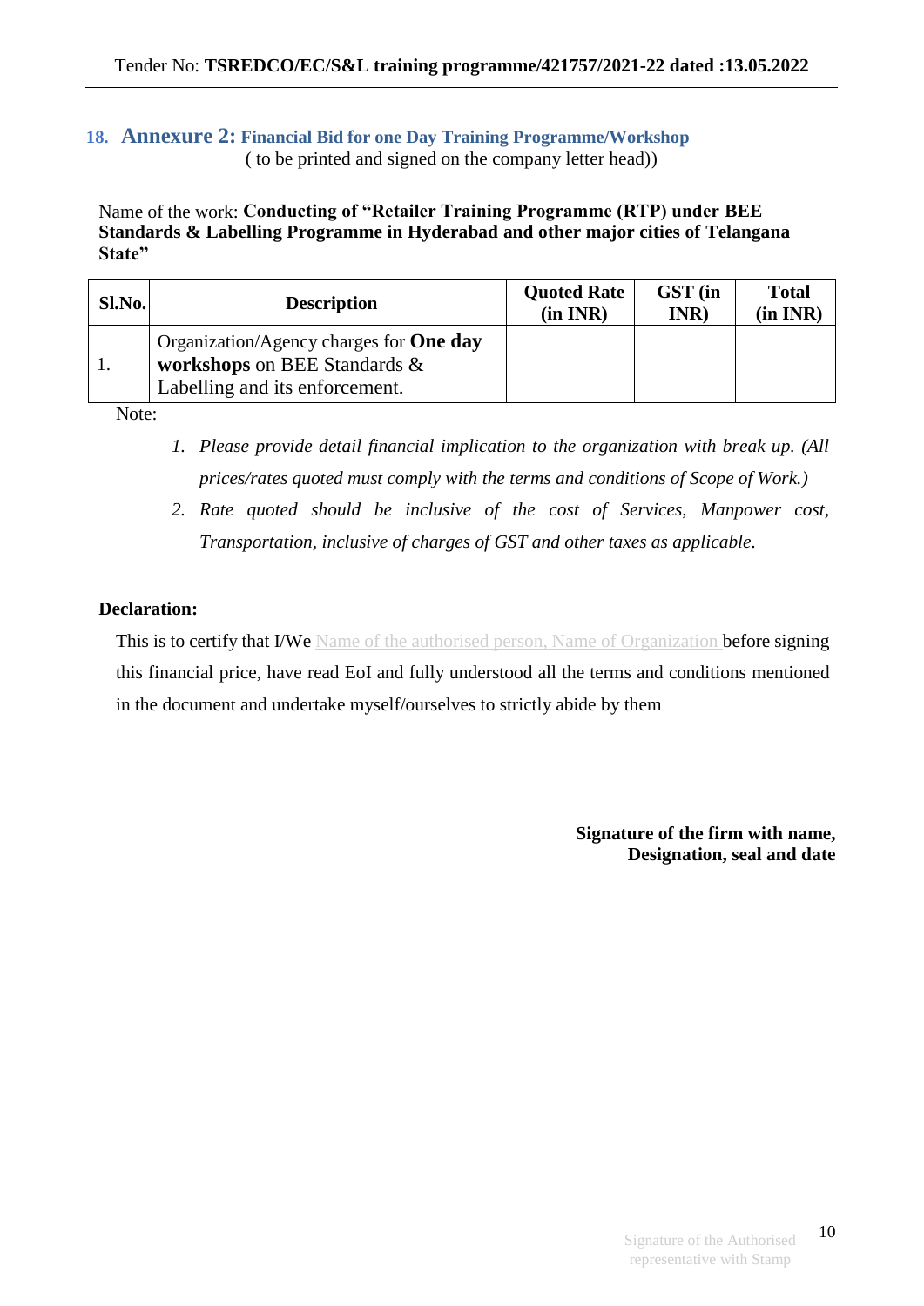## 18. Annexure 2: Financial Bid for one Day Training Programme/Workshop

( to be printed and signed on the company letter head))

Name of the work: **Conducting of "Retailer Training Programme (RTP) under BEE Standards & Labelling Programme in Hyderabad and other major cities of Telangana State"**

| Sl.No. | Description | Quoted Rate (in INR) | GST (in INR) | Total (in INR) |
|---|---|---|---|---|
| 1. | Organization/Agency charges for **One day workshops** on BEE Standards & Labelling and its enforcement. | | | |

Note:

1. *Please provide detail financial implication to the organization with break up. (All prices/rates quoted must comply with the terms and conditions of Scope of Work.)*
2. *Rate quoted should be inclusive of the cost of Services, Manpower cost, Transportation, inclusive of charges of GST and other taxes as applicable.*

**Declaration:**

This is to certify that I/We Name of the authorised person, Name of Organization before signing this financial price, have read EoI and fully understood all the terms and conditions mentioned in the document and undertake myself/ourselves to strictly abide by them

**Signature of the firm with name, Designation, seal and date**

Signature of the Authorised representative with Stamp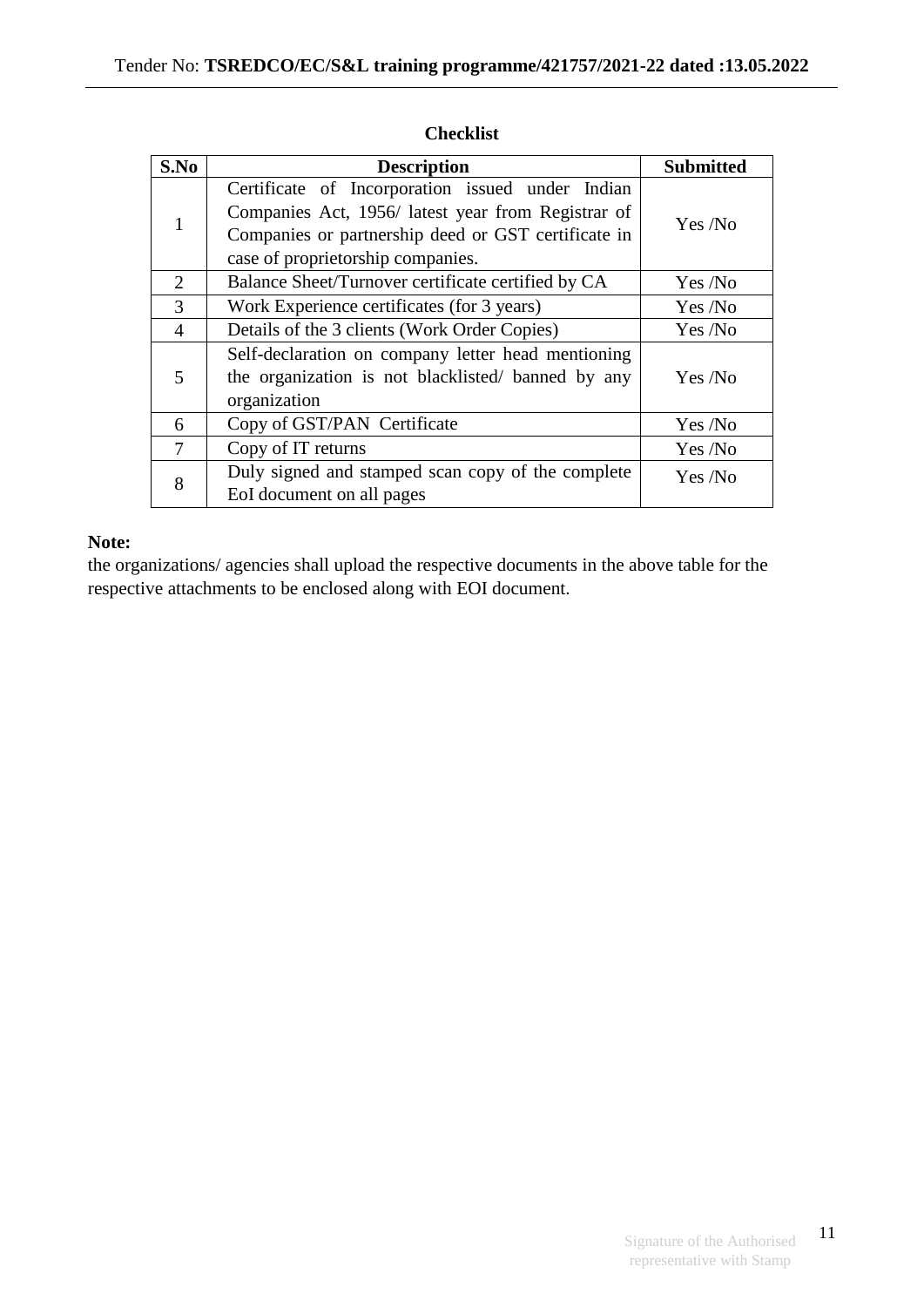**Checklist**

| S.No | Description | Submitted |
|---|---|---|
| 1 | Certificate of Incorporation issued under Indian Companies Act, 1956/ latest year from Registrar of Companies or partnership deed or GST certificate in case of proprietorship companies. | Yes /No |
| 2 | Balance Sheet/Turnover certificate certified by CA | Yes /No |
| 3 | Work Experience certificates (for 3 years) | Yes /No |
| 4 | Details of the 3 clients (Work Order Copies) | Yes /No |
| 5 | Self-declaration on company letter head mentioning the organization is not blacklisted/ banned by any organization | Yes /No |
| 6 | Copy of GST/PAN Certificate | Yes /No |
| 7 | Copy of IT returns | Yes /No |
| 8 | Duly signed and stamped scan copy of the complete EoI document on all pages | Yes /No |

**Note:**

the organizations/ agencies shall upload the respective documents in the above table for the respective attachments to be enclosed along with EOI document.

Signature of the Authorised representative with Stamp